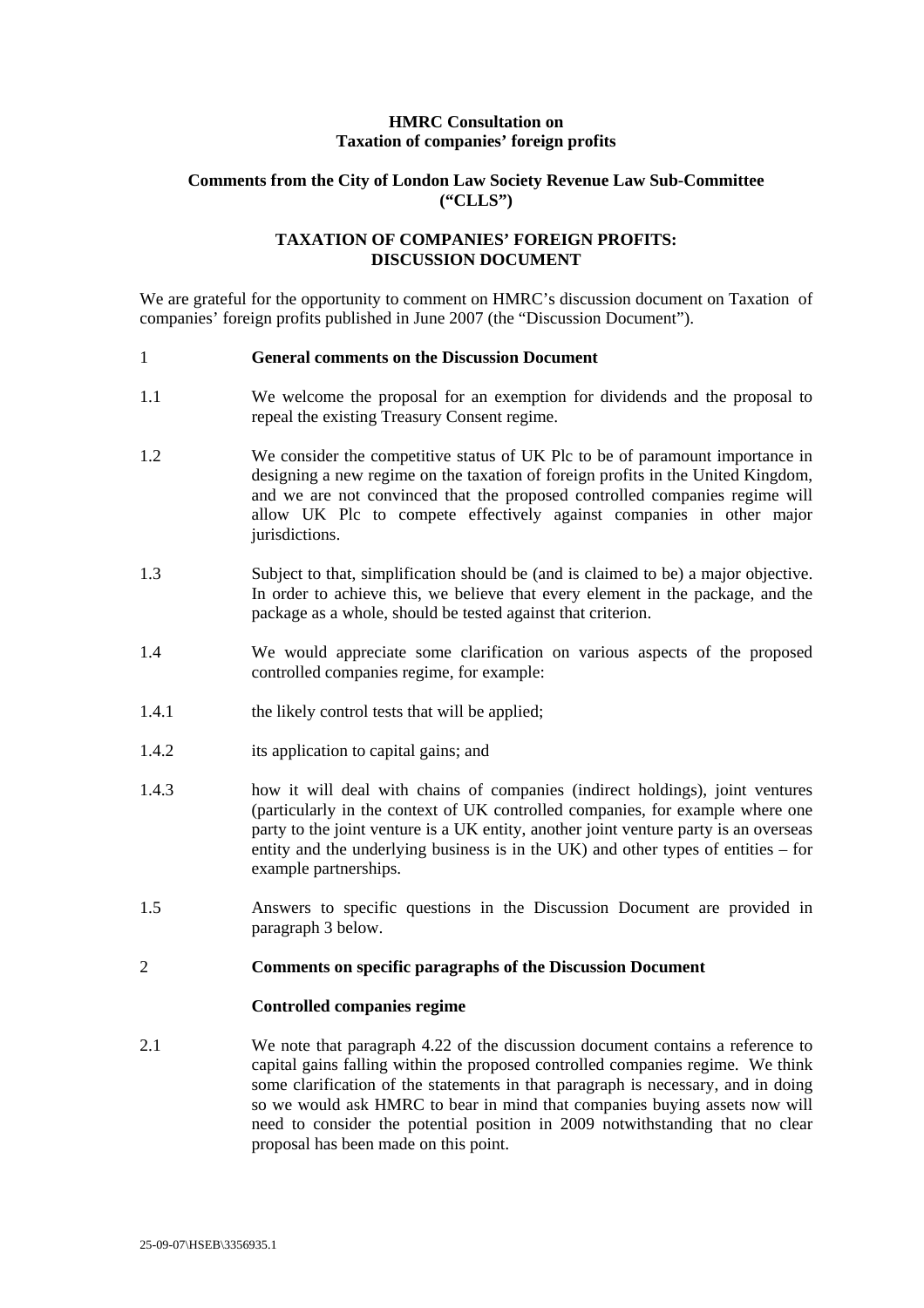**HMRC Consultation on**
**Taxation of companies' foreign profits**

**Comments from the City of London Law Society Revenue Law Sub-Committee ("CLLS")**

**TAXATION OF COMPANIES' FOREIGN PROFITS: DISCUSSION DOCUMENT**

We are grateful for the opportunity to comment on HMRC's discussion document on Taxation of companies' foreign profits published in June 2007 (the "Discussion Document").

## 1 General comments on the Discussion Document

1.1 We welcome the proposal for an exemption for dividends and the proposal to repeal the existing Treasury Consent regime.

1.2 We consider the competitive status of UK Plc to be of paramount importance in designing a new regime on the taxation of foreign profits in the United Kingdom, and we are not convinced that the proposed controlled companies regime will allow UK Plc to compete effectively against companies in other major jurisdictions.

1.3 Subject to that, simplification should be (and is claimed to be) a major objective. In order to achieve this, we believe that every element in the package, and the package as a whole, should be tested against that criterion.

1.4 We would appreciate some clarification on various aspects of the proposed controlled companies regime, for example:

1.4.1 the likely control tests that will be applied;

1.4.2 its application to capital gains; and

1.4.3 how it will deal with chains of companies (indirect holdings), joint ventures (particularly in the context of UK controlled companies, for example where one party to the joint venture is a UK entity, another joint venture party is an overseas entity and the underlying business is in the UK) and other types of entities – for example partnerships.

1.5 Answers to specific questions in the Discussion Document are provided in paragraph 3 below.

## 2 Comments on specific paragraphs of the Discussion Document

**Controlled companies regime**

2.1 We note that paragraph 4.22 of the discussion document contains a reference to capital gains falling within the proposed controlled companies regime. We think some clarification of the statements in that paragraph is necessary, and in doing so we would ask HMRC to bear in mind that companies buying assets now will need to consider the potential position in 2009 notwithstanding that no clear proposal has been made on this point.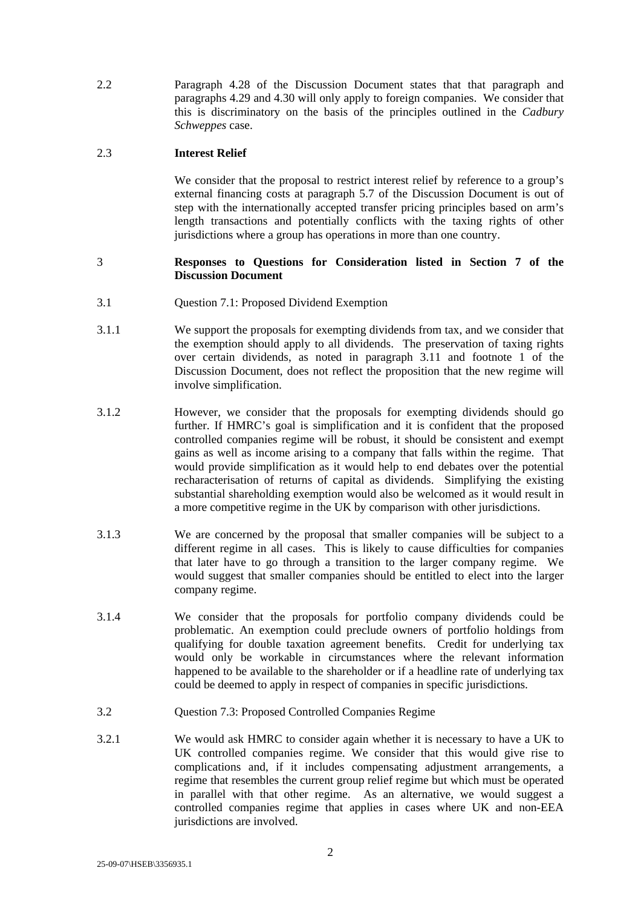2.2 Paragraph 4.28 of the Discussion Document states that that paragraph and paragraphs 4.29 and 4.30 will only apply to foreign companies. We consider that this is discriminatory on the basis of the principles outlined in the *Cadbury Schweppes* case.

2.3 **Interest Relief**

We consider that the proposal to restrict interest relief by reference to a group's external financing costs at paragraph 5.7 of the Discussion Document is out of step with the internationally accepted transfer pricing principles based on arm's length transactions and potentially conflicts with the taxing rights of other jurisdictions where a group has operations in more than one country.

## 3 Responses to Questions for Consideration listed in Section 7 of the Discussion Document

3.1 Question 7.1: Proposed Dividend Exemption

3.1.1 We support the proposals for exempting dividends from tax, and we consider that the exemption should apply to all dividends. The preservation of taxing rights over certain dividends, as noted in paragraph 3.11 and footnote 1 of the Discussion Document, does not reflect the proposition that the new regime will involve simplification.

3.1.2 However, we consider that the proposals for exempting dividends should go further. If HMRC's goal is simplification and it is confident that the proposed controlled companies regime will be robust, it should be consistent and exempt gains as well as income arising to a company that falls within the regime. That would provide simplification as it would help to end debates over the potential recharacterisation of returns of capital as dividends. Simplifying the existing substantial shareholding exemption would also be welcomed as it would result in a more competitive regime in the UK by comparison with other jurisdictions.

3.1.3 We are concerned by the proposal that smaller companies will be subject to a different regime in all cases. This is likely to cause difficulties for companies that later have to go through a transition to the larger company regime. We would suggest that smaller companies should be entitled to elect into the larger company regime.

3.1.4 We consider that the proposals for portfolio company dividends could be problematic. An exemption could preclude owners of portfolio holdings from qualifying for double taxation agreement benefits. Credit for underlying tax would only be workable in circumstances where the relevant information happened to be available to the shareholder or if a headline rate of underlying tax could be deemed to apply in respect of companies in specific jurisdictions.

3.2 Question 7.3: Proposed Controlled Companies Regime

3.2.1 We would ask HMRC to consider again whether it is necessary to have a UK to UK controlled companies regime. We consider that this would give rise to complications and, if it includes compensating adjustment arrangements, a regime that resembles the current group relief regime but which must be operated in parallel with that other regime. As an alternative, we would suggest a controlled companies regime that applies in cases where UK and non-EEA jurisdictions are involved.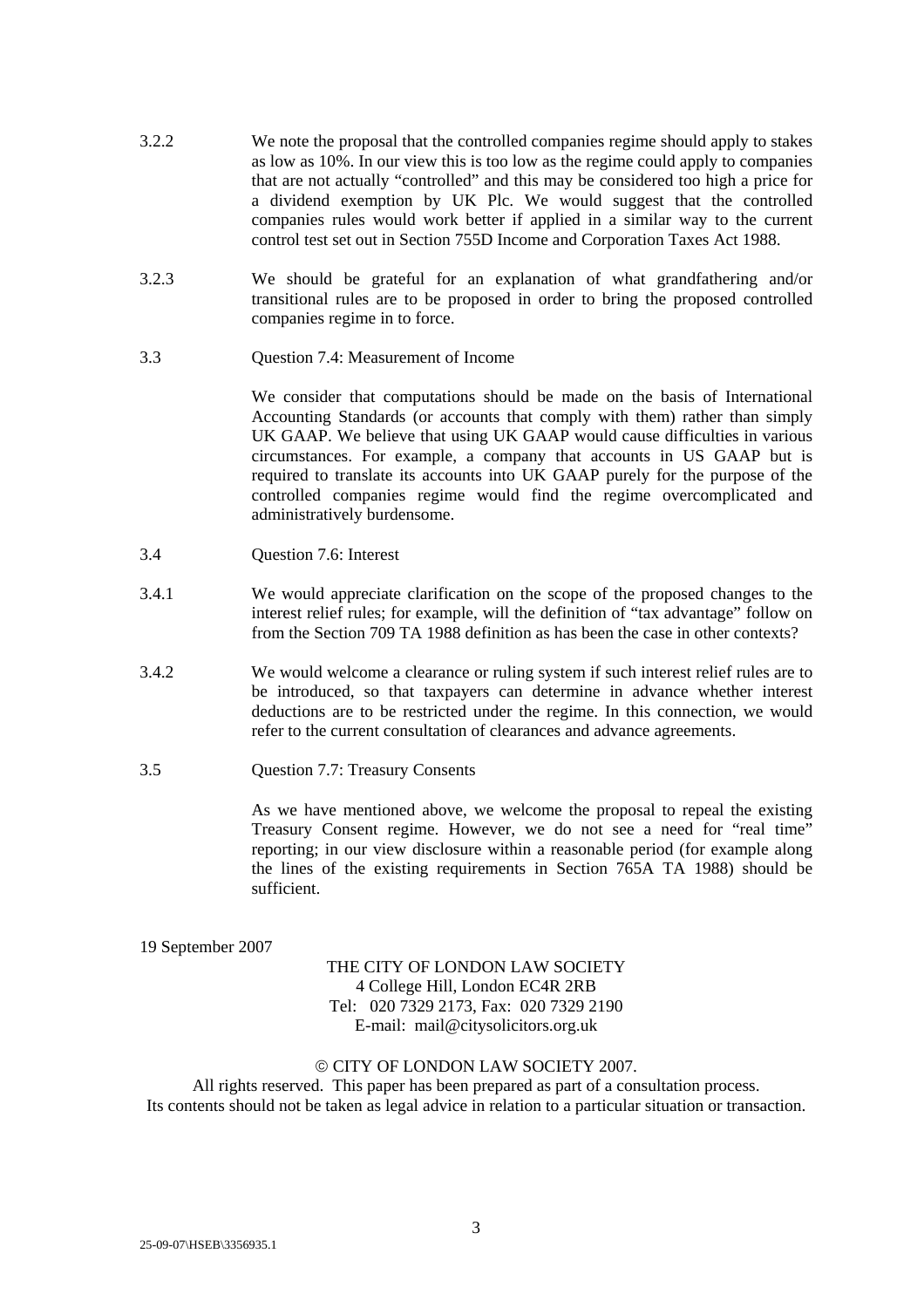3.2.2 We note the proposal that the controlled companies regime should apply to stakes as low as 10%. In our view this is too low as the regime could apply to companies that are not actually "controlled" and this may be considered too high a price for a dividend exemption by UK Plc. We would suggest that the controlled companies rules would work better if applied in a similar way to the current control test set out in Section 755D Income and Corporation Taxes Act 1988.

3.2.3 We should be grateful for an explanation of what grandfathering and/or transitional rules are to be proposed in order to bring the proposed controlled companies regime in to force.

3.3 Question 7.4: Measurement of Income

We consider that computations should be made on the basis of International Accounting Standards (or accounts that comply with them) rather than simply UK GAAP. We believe that using UK GAAP would cause difficulties in various circumstances. For example, a company that accounts in US GAAP but is required to translate its accounts into UK GAAP purely for the purpose of the controlled companies regime would find the regime overcomplicated and administratively burdensome.

3.4 Question 7.6: Interest

3.4.1 We would appreciate clarification on the scope of the proposed changes to the interest relief rules; for example, will the definition of "tax advantage" follow on from the Section 709 TA 1988 definition as has been the case in other contexts?

3.4.2 We would welcome a clearance or ruling system if such interest relief rules are to be introduced, so that taxpayers can determine in advance whether interest deductions are to be restricted under the regime. In this connection, we would refer to the current consultation of clearances and advance agreements.

3.5 Question 7.7: Treasury Consents

As we have mentioned above, we welcome the proposal to repeal the existing Treasury Consent regime. However, we do not see a need for "real time" reporting; in our view disclosure within a reasonable period (for example along the lines of the existing requirements in Section 765A TA 1988) should be sufficient.

19 September 2007

THE CITY OF LONDON LAW SOCIETY
4 College Hill, London EC4R 2RB
Tel: 020 7329 2173, Fax: 020 7329 2190
E-mail: mail@citysolicitors.org.uk

© CITY OF LONDON LAW SOCIETY 2007.
All rights reserved. This paper has been prepared as part of a consultation process.
Its contents should not be taken as legal advice in relation to a particular situation or transaction.

25-09-07\HSEB\3356935.1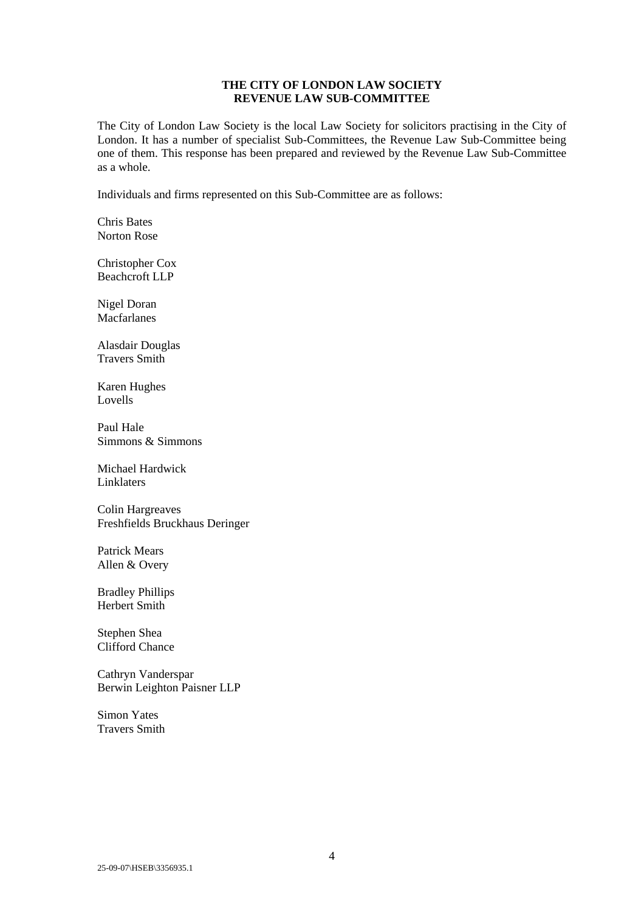**THE CITY OF LONDON LAW SOCIETY**
**REVENUE LAW SUB-COMMITTEE**

The City of London Law Society is the local Law Society for solicitors practising in the City of London. It has a number of specialist Sub-Committees, the Revenue Law Sub-Committee being one of them. This response has been prepared and reviewed by the Revenue Law Sub-Committee as a whole.

Individuals and firms represented on this Sub-Committee are as follows:

Chris Bates
Norton Rose

Christopher Cox
Beachcroft LLP

Nigel Doran
Macfarlanes

Alasdair Douglas
Travers Smith

Karen Hughes
Lovells

Paul Hale
Simmons & Simmons

Michael Hardwick
Linklaters

Colin Hargreaves
Freshfields Bruckhaus Deringer

Patrick Mears
Allen & Overy

Bradley Phillips
Herbert Smith

Stephen Shea
Clifford Chance

Cathryn Vanderspar
Berwin Leighton Paisner LLP

Simon Yates
Travers Smith

25-09-07\HSEB\3356935.1